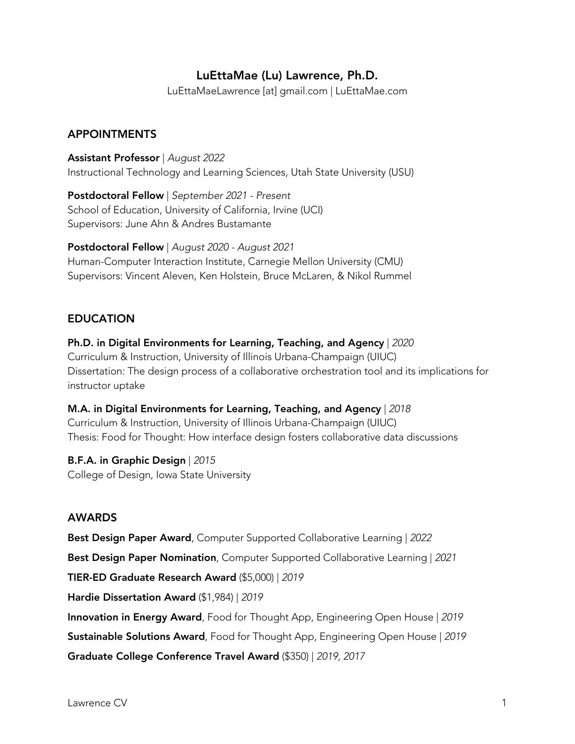# LuEttaMae (Lu) Lawrence, Ph.D.

LuEttaMaeLawrence [at] gmail.com | LuEttaMae.com

## APPOINTMENTS

**Assistant Professor** | *August 2022*
Instructional Technology and Learning Sciences, Utah State University (USU)

**Postdoctoral Fellow** | *September 2021 - Present*
School of Education, University of California, Irvine (UCI)
Supervisors: June Ahn & Andres Bustamante

**Postdoctoral Fellow** | *August 2020 - August 2021*
Human-Computer Interaction Institute, Carnegie Mellon University (CMU)
Supervisors: Vincent Aleven, Ken Holstein, Bruce McLaren, & Nikol Rummel

## EDUCATION

**Ph.D. in Digital Environments for Learning, Teaching, and Agency** | *2020*
Curriculum & Instruction, University of Illinois Urbana-Champaign (UIUC)
Dissertation: The design process of a collaborative orchestration tool and its implications for instructor uptake

**M.A. in Digital Environments for Learning, Teaching, and Agency** | *2018*
Curriculum & Instruction, University of Illinois Urbana-Champaign (UIUC)
Thesis: Food for Thought: How interface design fosters collaborative data discussions

**B.F.A. in Graphic Design** | *2015*
College of Design, Iowa State University

## AWARDS

**Best Design Paper Award**, Computer Supported Collaborative Learning | *2022*

**Best Design Paper Nomination**, Computer Supported Collaborative Learning | *2021*

**TIER-ED Graduate Research Award** ($5,000) | *2019*

**Hardie Dissertation Award** ($1,984) | *2019*

**Innovation in Energy Award**, Food for Thought App, Engineering Open House | *2019*

**Sustainable Solutions Award**, Food for Thought App, Engineering Open House | *2019*

**Graduate College Conference Travel Award** ($350) | *2019, 2017*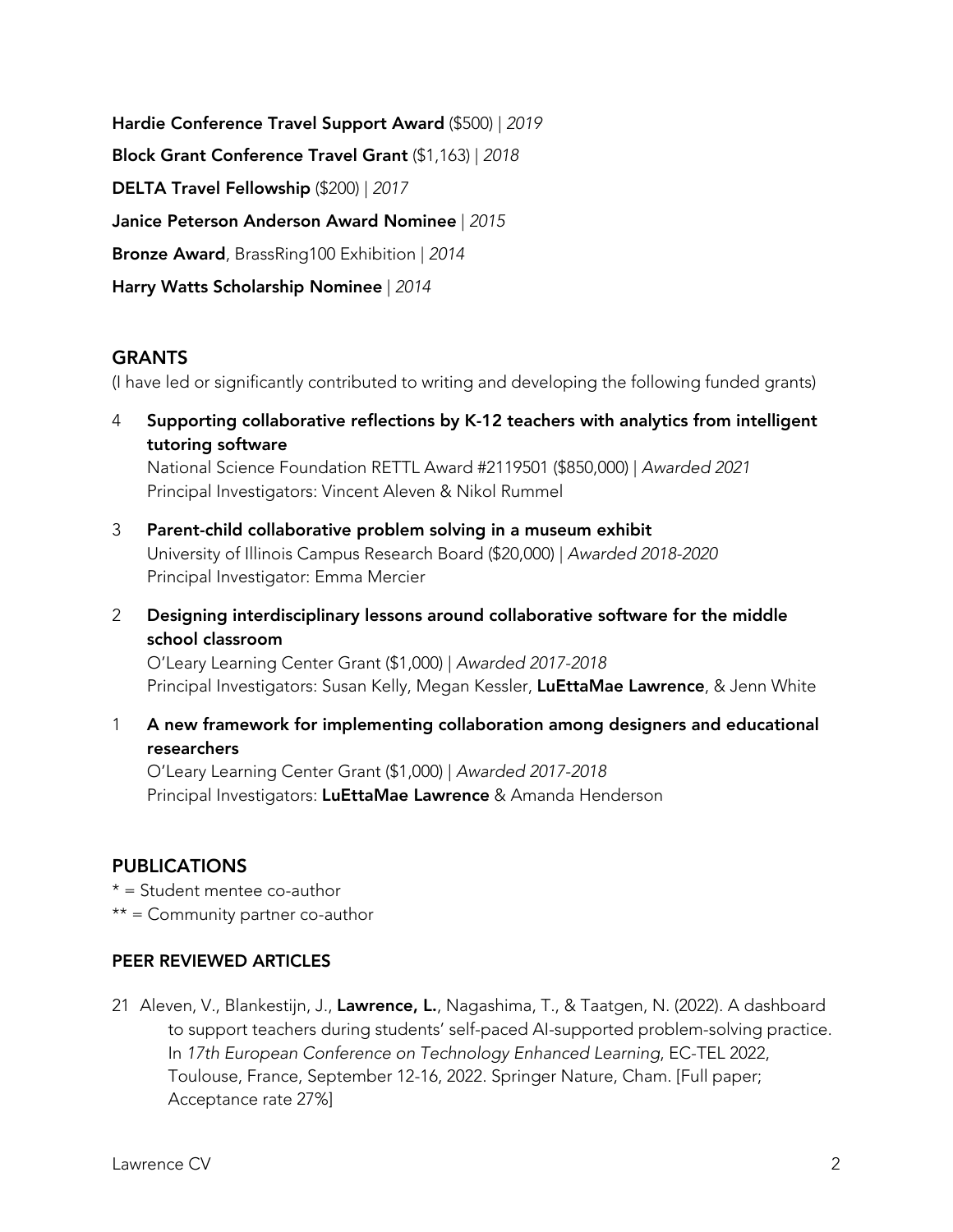**Hardie Conference Travel Support Award** ($500) | *2019*

**Block Grant Conference Travel Grant** ($1,163) | *2018*

**DELTA Travel Fellowship** ($200) | *2017*

**Janice Peterson Anderson Award Nominee** | *2015*

**Bronze Award**, BrassRing100 Exhibition | *2014*

**Harry Watts Scholarship Nominee** | *2014*

## GRANTS

(I have led or significantly contributed to writing and developing the following funded grants)

4 **Supporting collaborative reflections by K-12 teachers with analytics from intelligent tutoring software**
National Science Foundation RETTL Award #2119501 ($850,000) | *Awarded 2021*
Principal Investigators: Vincent Aleven & Nikol Rummel

3 **Parent-child collaborative problem solving in a museum exhibit**
University of Illinois Campus Research Board ($20,000) | *Awarded 2018-2020*
Principal Investigator: Emma Mercier

2 **Designing interdisciplinary lessons around collaborative software for the middle school classroom**
O'Leary Learning Center Grant ($1,000) | *Awarded 2017-2018*
Principal Investigators: Susan Kelly, Megan Kessler, **LuEttaMae Lawrence**, & Jenn White

1 **A new framework for implementing collaboration among designers and educational researchers**
O'Leary Learning Center Grant ($1,000) | *Awarded 2017-2018*
Principal Investigators: **LuEttaMae Lawrence** & Amanda Henderson

## PUBLICATIONS

* = Student mentee co-author
** = Community partner co-author

### PEER REVIEWED ARTICLES

21 Aleven, V., Blankestijn, J., **Lawrence, L.**, Nagashima, T., & Taatgen, N. (2022). A dashboard to support teachers during students' self-paced AI-supported problem-solving practice. In *17th European Conference on Technology Enhanced Learning*, EC-TEL 2022, Toulouse, France, September 12-16, 2022. Springer Nature, Cham. [Full paper; Acceptance rate 27%]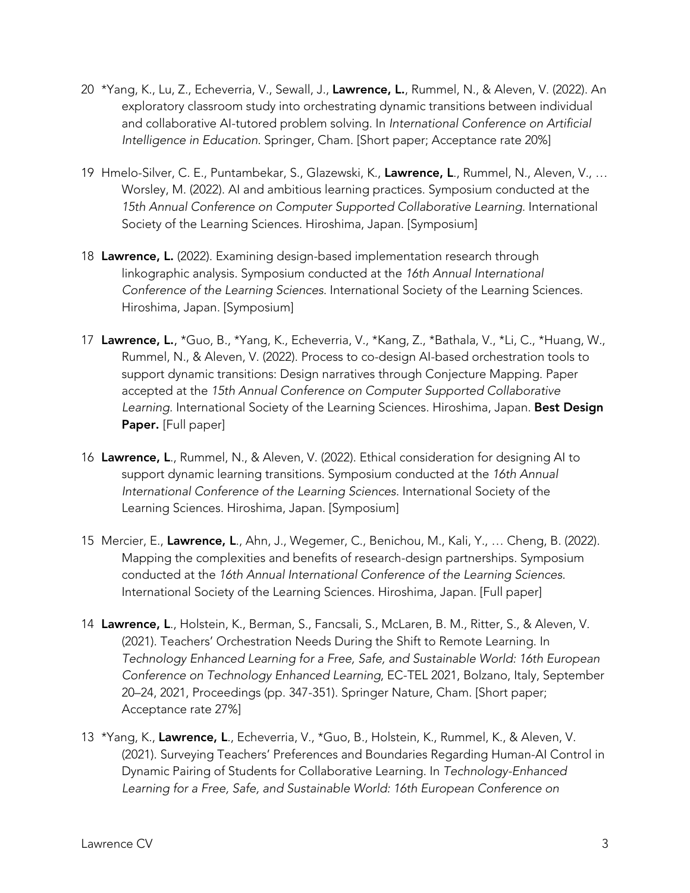20 *Yang, K., Lu, Z., Echeverria, V., Sewall, J., **Lawrence, L.**, Rummel, N., & Aleven, V. (2022). An exploratory classroom study into orchestrating dynamic transitions between individual and collaborative AI-tutored problem solving. In *International Conference on Artificial Intelligence in Education*. Springer, Cham. [Short paper; Acceptance rate 20%]

19 Hmelo-Silver, C. E., Puntambekar, S., Glazewski, K., **Lawrence, L**., Rummel, N., Aleven, V., … Worsley, M. (2022). AI and ambitious learning practices. Symposium conducted at the *15th Annual Conference on Computer Supported Collaborative Learning*. International Society of the Learning Sciences. Hiroshima, Japan. [Symposium]

18 **Lawrence, L.** (2022). Examining design-based implementation research through linkographic analysis. Symposium conducted at the *16th Annual International Conference of the Learning Sciences*. International Society of the Learning Sciences. Hiroshima, Japan. [Symposium]

17 **Lawrence, L.**, *Guo, B., *Yang, K., Echeverria, V., *Kang, Z., *Bathala, V., *Li, C., *Huang, W., Rummel, N., & Aleven, V. (2022). Process to co-design AI-based orchestration tools to support dynamic transitions: Design narratives through Conjecture Mapping. Paper accepted at the *15th Annual Conference on Computer Supported Collaborative Learning*. International Society of the Learning Sciences. Hiroshima, Japan. **Best Design Paper.** [Full paper]

16 **Lawrence, L**., Rummel, N., & Aleven, V. (2022). Ethical consideration for designing AI to support dynamic learning transitions. Symposium conducted at the *16th Annual International Conference of the Learning Sciences*. International Society of the Learning Sciences. Hiroshima, Japan. [Symposium]

15 Mercier, E., **Lawrence, L**., Ahn, J., Wegemer, C., Benichou, M., Kali, Y., … Cheng, B. (2022). Mapping the complexities and benefits of research-design partnerships. Symposium conducted at the *16th Annual International Conference of the Learning Sciences*. International Society of the Learning Sciences. Hiroshima, Japan. [Full paper]

14 **Lawrence, L**., Holstein, K., Berman, S., Fancsali, S., McLaren, B. M., Ritter, S., & Aleven, V. (2021). Teachers' Orchestration Needs During the Shift to Remote Learning. In *Technology Enhanced Learning for a Free, Safe, and Sustainable World: 16th European Conference on Technology Enhanced Learning*, EC-TEL 2021, Bolzano, Italy, September 20–24, 2021, Proceedings (pp. 347-351). Springer Nature, Cham. [Short paper; Acceptance rate 27%]

13 *Yang, K., **Lawrence, L**., Echeverria, V., *Guo, B., Holstein, K., Rummel, K., & Aleven, V. (2021). Surveying Teachers' Preferences and Boundaries Regarding Human-AI Control in Dynamic Pairing of Students for Collaborative Learning. In *Technology-Enhanced Learning for a Free, Safe, and Sustainable World: 16th European Conference on*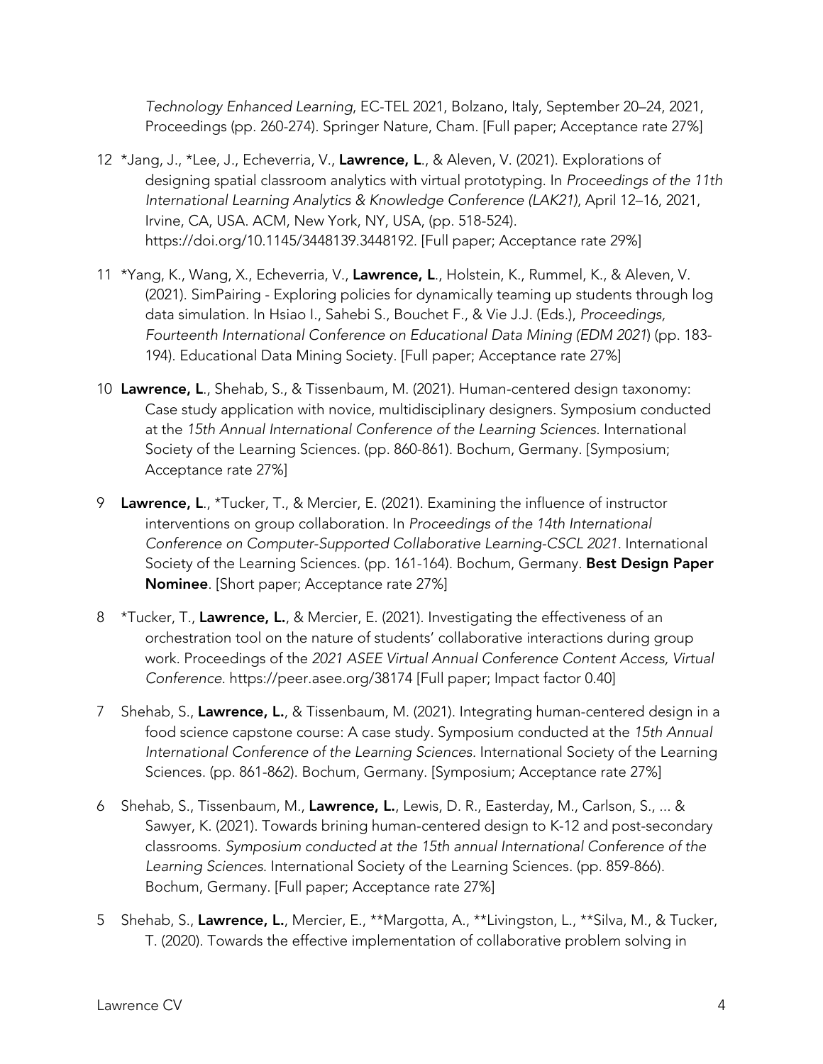*Technology Enhanced Learning*, EC-TEL 2021, Bolzano, Italy, September 20–24, 2021, Proceedings (pp. 260-274). Springer Nature, Cham. [Full paper; Acceptance rate 27%]

12 *Jang, J., *Lee, J., Echeverria, V., **Lawrence, L**., & Aleven, V. (2021). Explorations of designing spatial classroom analytics with virtual prototyping. In *Proceedings of the 11th International Learning Analytics & Knowledge Conference (LAK21)*, April 12–16, 2021, Irvine, CA, USA. ACM, New York, NY, USA, (pp. 518-524). https://doi.org/10.1145/3448139.3448192. [Full paper; Acceptance rate 29%]

11 *Yang, K., Wang, X., Echeverria, V., **Lawrence, L**., Holstein, K., Rummel, K., & Aleven, V. (2021). SimPairing - Exploring policies for dynamically teaming up students through log data simulation. In Hsiao I., Sahebi S., Bouchet F., & Vie J.J. (Eds.), *Proceedings, Fourteenth International Conference on Educational Data Mining (EDM 2021)* (pp. 183-194). Educational Data Mining Society. [Full paper; Acceptance rate 27%]

10 **Lawrence, L**., Shehab, S., & Tissenbaum, M. (2021). Human-centered design taxonomy: Case study application with novice, multidisciplinary designers. Symposium conducted at the *15th Annual International Conference of the Learning Sciences*. International Society of the Learning Sciences. (pp. 860-861). Bochum, Germany. [Symposium; Acceptance rate 27%]

9 **Lawrence, L**., *Tucker, T., & Mercier, E. (2021). Examining the influence of instructor interventions on group collaboration. In *Proceedings of the 14th International Conference on Computer-Supported Collaborative Learning-CSCL 2021*. International Society of the Learning Sciences. (pp. 161-164). Bochum, Germany. **Best Design Paper Nominee**. [Short paper; Acceptance rate 27%]

8 *Tucker, T., **Lawrence, L.**, & Mercier, E. (2021). Investigating the effectiveness of an orchestration tool on the nature of students' collaborative interactions during group work. Proceedings of the *2021 ASEE Virtual Annual Conference Content Access, Virtual Conference*. https://peer.asee.org/38174 [Full paper; Impact factor 0.40]

7 Shehab, S., **Lawrence, L.**, & Tissenbaum, M. (2021). Integrating human-centered design in a food science capstone course: A case study. Symposium conducted at the *15th Annual International Conference of the Learning Sciences*. International Society of the Learning Sciences. (pp. 861-862). Bochum, Germany. [Symposium; Acceptance rate 27%]

6 Shehab, S., Tissenbaum, M., **Lawrence, L.**, Lewis, D. R., Easterday, M., Carlson, S., ... & Sawyer, K. (2021). Towards brining human-centered design to K-12 and post-secondary classrooms. *Symposium conducted at the 15th annual International Conference of the Learning Sciences*. International Society of the Learning Sciences. (pp. 859-866). Bochum, Germany. [Full paper; Acceptance rate 27%]

5 Shehab, S., **Lawrence, L.**, Mercier, E., **Margotta, A., **Livingston, L., **Silva, M., & Tucker, T. (2020). Towards the effective implementation of collaborative problem solving in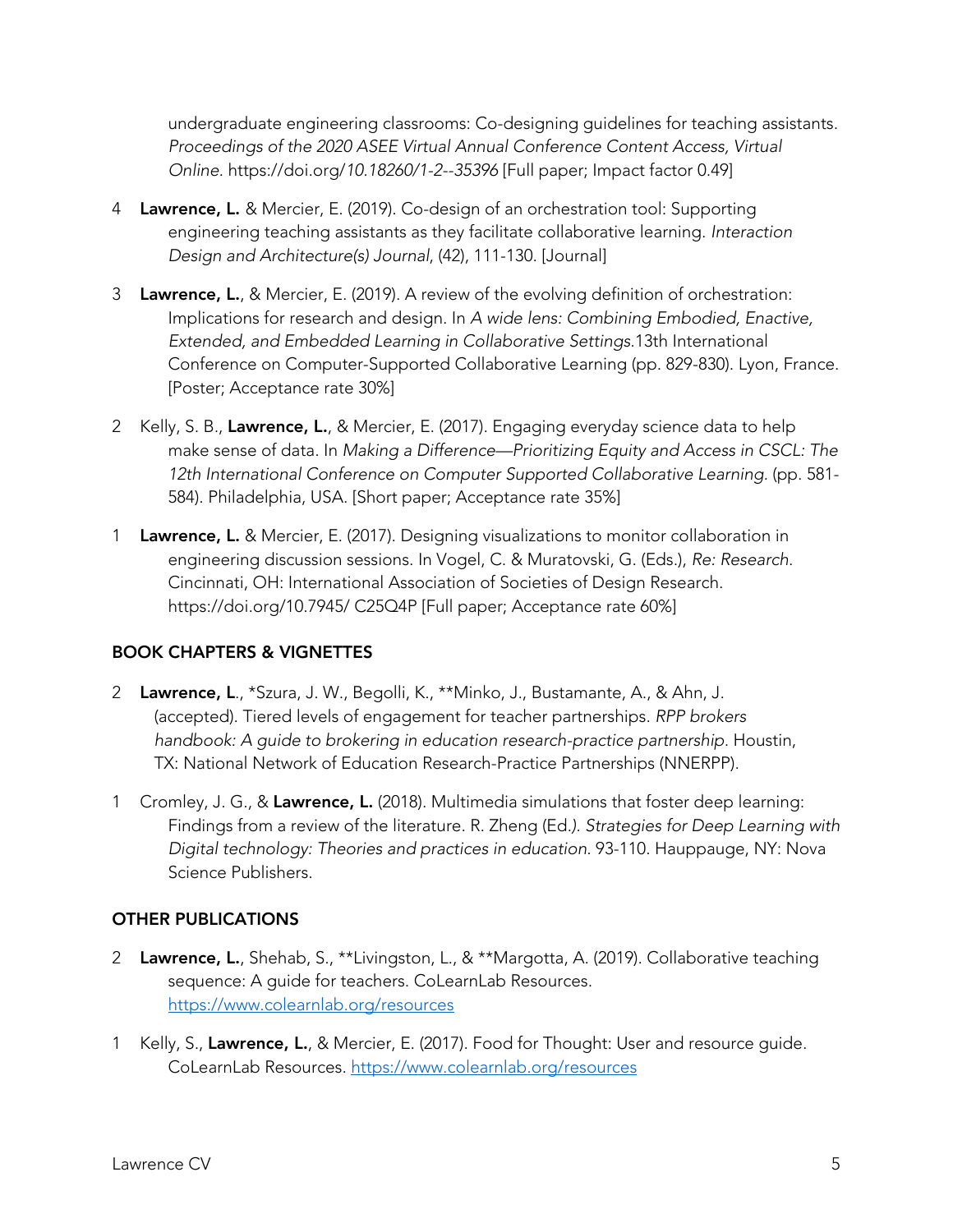undergraduate engineering classrooms: Co-designing guidelines for teaching assistants. *Proceedings of the 2020 ASEE Virtual Annual Conference Content Access, Virtual Online*. https://doi.org/*10.18260/1-2--35396* [Full paper; Impact factor 0.49]

4 **Lawrence, L.** & Mercier, E. (2019). Co-design of an orchestration tool: Supporting engineering teaching assistants as they facilitate collaborative learning. *Interaction Design and Architecture(s) Journal*, (42), 111-130. [Journal]

3 **Lawrence, L.**, & Mercier, E. (2019). A review of the evolving definition of orchestration: Implications for research and design. In *A wide lens: Combining Embodied, Enactive, Extended, and Embedded Learning in Collaborative Settings.*13th International Conference on Computer-Supported Collaborative Learning (pp. 829-830). Lyon, France. [Poster; Acceptance rate 30%]

2 Kelly, S. B., **Lawrence, L.**, & Mercier, E. (2017). Engaging everyday science data to help make sense of data. In *Making a Difference—Prioritizing Equity and Access in CSCL: The 12th International Conference on Computer Supported Collaborative Learning.* (pp. 581-584). Philadelphia, USA. [Short paper; Acceptance rate 35%]

1 **Lawrence, L.** & Mercier, E. (2017). Designing visualizations to monitor collaboration in engineering discussion sessions. In Vogel, C. & Muratovski, G. (Eds.), *Re: Research*. Cincinnati, OH: International Association of Societies of Design Research. https://doi.org/10.7945/ C25Q4P [Full paper; Acceptance rate 60%]

## BOOK CHAPTERS & VIGNETTES

2 **Lawrence, L**., *Szura, J. W., Begolli, K., **Minko, J., Bustamante, A., & Ahn, J. (accepted). Tiered levels of engagement for teacher partnerships. *RPP brokers handbook: A guide to brokering in education research-practice partnership*. Houstin, TX: National Network of Education Research-Practice Partnerships (NNERPP).

1 Cromley, J. G., & **Lawrence, L.** (2018). Multimedia simulations that foster deep learning: Findings from a review of the literature. R. Zheng (Ed.*). Strategies for Deep Learning with Digital technology: Theories and practices in education*. 93-110. Hauppauge, NY: Nova Science Publishers.

## OTHER PUBLICATIONS

2 **Lawrence, L.**, Shehab, S., **Livingston, L., & **Margotta, A. (2019). Collaborative teaching sequence: A guide for teachers. CoLearnLab Resources. https://www.colearnlab.org/resources

1 Kelly, S., **Lawrence, L.**, & Mercier, E. (2017). Food for Thought: User and resource guide. CoLearnLab Resources. https://www.colearnlab.org/resources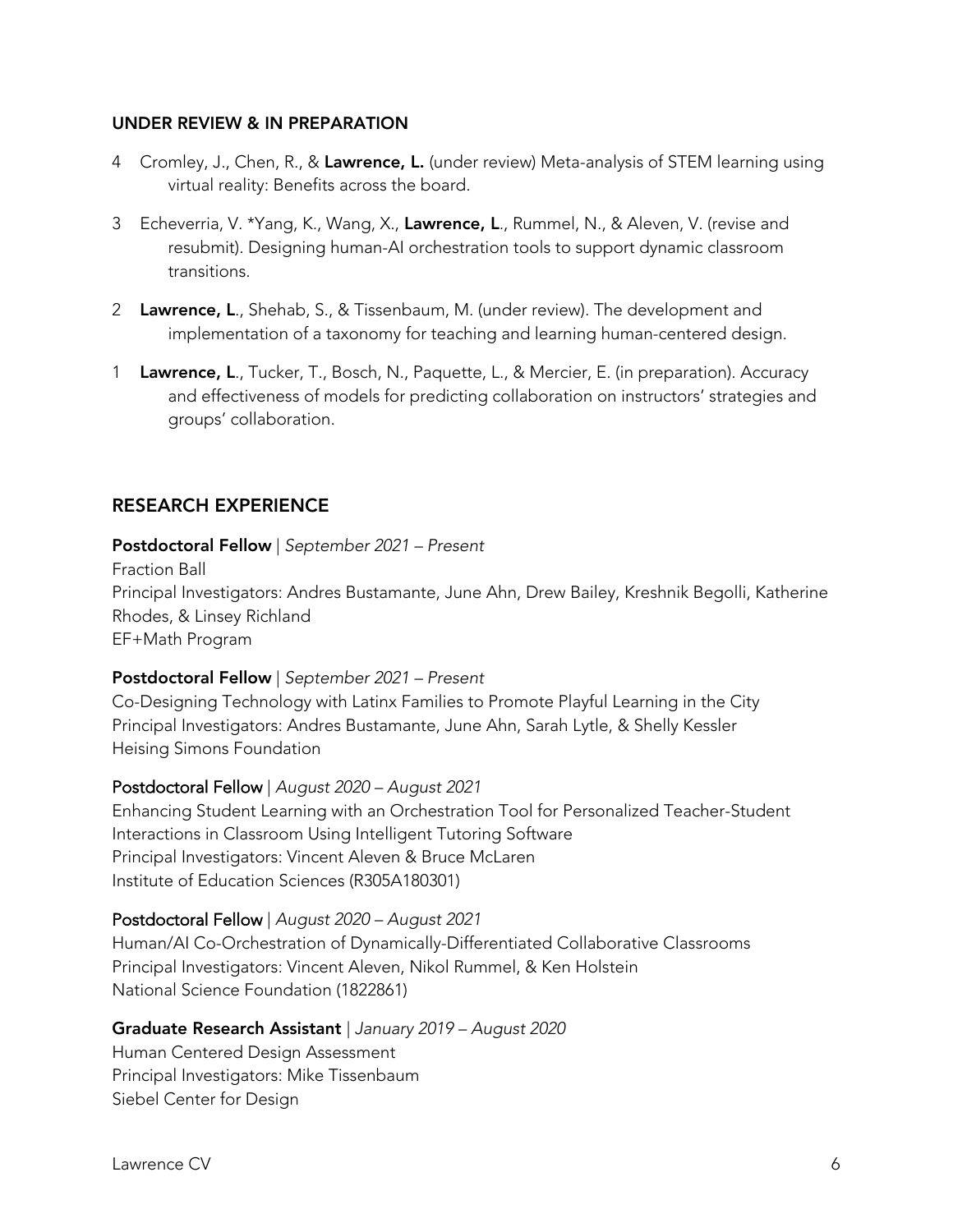## UNDER REVIEW & IN PREPARATION

4 Cromley, J., Chen, R., & **Lawrence, L.** (under review) Meta-analysis of STEM learning using virtual reality: Benefits across the board.

3 Echeverria, V. *Yang, K., Wang, X., **Lawrence, L**., Rummel, N., & Aleven, V. (revise and resubmit). Designing human-AI orchestration tools to support dynamic classroom transitions.

2 **Lawrence, L**., Shehab, S., & Tissenbaum, M. (under review). The development and implementation of a taxonomy for teaching and learning human-centered design.

1 **Lawrence, L**., Tucker, T., Bosch, N., Paquette, L., & Mercier, E. (in preparation). Accuracy and effectiveness of models for predicting collaboration on instructors' strategies and groups' collaboration.

## RESEARCH EXPERIENCE

**Postdoctoral Fellow** | *September 2021 – Present*
Fraction Ball
Principal Investigators: Andres Bustamante, June Ahn, Drew Bailey, Kreshnik Begolli, Katherine Rhodes, & Linsey Richland
EF+Math Program

**Postdoctoral Fellow** | *September 2021 – Present*
Co-Designing Technology with Latinx Families to Promote Playful Learning in the City
Principal Investigators: Andres Bustamante, June Ahn, Sarah Lytle, & Shelly Kessler
Heising Simons Foundation

**Postdoctoral Fellow** | *August 2020 – August 2021*
Enhancing Student Learning with an Orchestration Tool for Personalized Teacher-Student Interactions in Classroom Using Intelligent Tutoring Software
Principal Investigators: Vincent Aleven & Bruce McLaren
Institute of Education Sciences (R305A180301)

**Postdoctoral Fellow** | *August 2020 – August 2021*
Human/AI Co-Orchestration of Dynamically-Differentiated Collaborative Classrooms
Principal Investigators: Vincent Aleven, Nikol Rummel, & Ken Holstein
National Science Foundation (1822861)

**Graduate Research Assistant** | *January 2019 – August 2020*
Human Centered Design Assessment
Principal Investigators: Mike Tissenbaum
Siebel Center for Design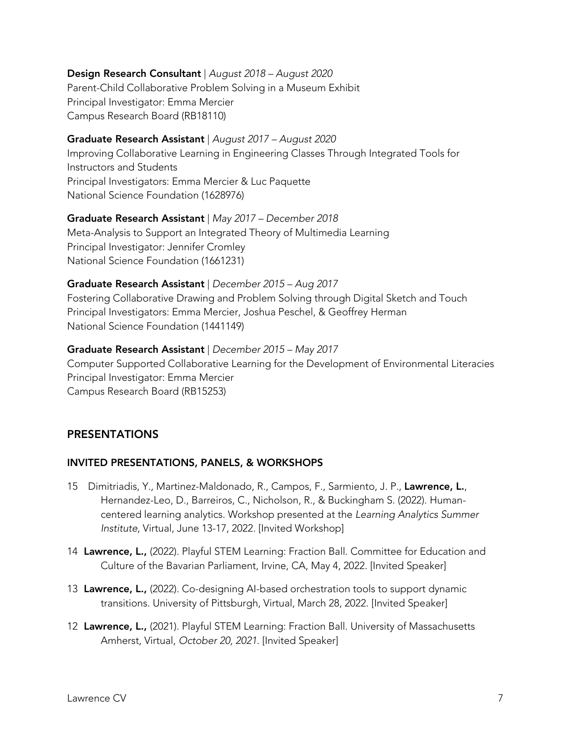**Design Research Consultant** | *August 2018 – August 2020*
Parent-Child Collaborative Problem Solving in a Museum Exhibit
Principal Investigator: Emma Mercier
Campus Research Board (RB18110)

**Graduate Research Assistant** | *August 2017 – August 2020*
Improving Collaborative Learning in Engineering Classes Through Integrated Tools for Instructors and Students
Principal Investigators: Emma Mercier & Luc Paquette
National Science Foundation (1628976)

**Graduate Research Assistant** | *May 2017 – December 2018*
Meta-Analysis to Support an Integrated Theory of Multimedia Learning
Principal Investigator: Jennifer Cromley
National Science Foundation (1661231)

**Graduate Research Assistant** | *December 2015 – Aug 2017*
Fostering Collaborative Drawing and Problem Solving through Digital Sketch and Touch
Principal Investigators: Emma Mercier, Joshua Peschel, & Geoffrey Herman
National Science Foundation (1441149)

**Graduate Research Assistant** | *December 2015 – May 2017*
Computer Supported Collaborative Learning for the Development of Environmental Literacies
Principal Investigator: Emma Mercier
Campus Research Board (RB15253)

## PRESENTATIONS

### INVITED PRESENTATIONS, PANELS, & WORKSHOPS

15 Dimitriadis, Y., Martinez-Maldonado, R., Campos, F., Sarmiento, J. P., **Lawrence, L.**, Hernandez-Leo, D., Barreiros, C., Nicholson, R., & Buckingham S. (2022). Human-centered learning analytics. Workshop presented at the *Learning Analytics Summer Institute*, Virtual, June 13-17, 2022. [Invited Workshop]

14 **Lawrence, L.,** (2022). Playful STEM Learning: Fraction Ball. Committee for Education and Culture of the Bavarian Parliament, Irvine, CA, May 4, 2022. [Invited Speaker]

13 **Lawrence, L.,** (2022). Co-designing AI-based orchestration tools to support dynamic transitions. University of Pittsburgh, Virtual, March 28, 2022. [Invited Speaker]

12 **Lawrence, L.,** (2021). Playful STEM Learning: Fraction Ball. University of Massachusetts Amherst, Virtual, *October 20, 2021*. [Invited Speaker]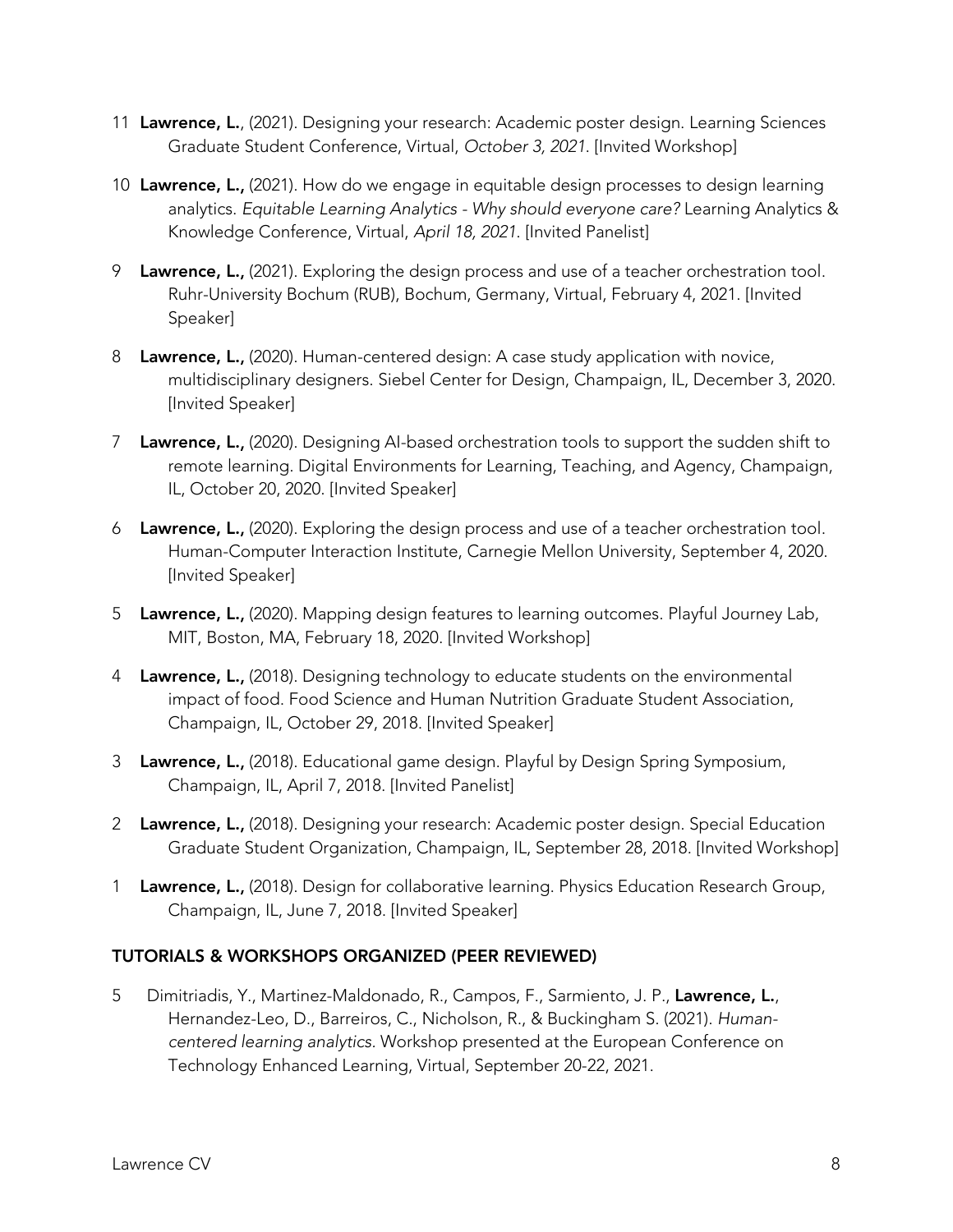11 **Lawrence, L.**, (2021). Designing your research: Academic poster design. Learning Sciences Graduate Student Conference, Virtual, *October 3, 2021*. [Invited Workshop]

10 **Lawrence, L.,** (2021). How do we engage in equitable design processes to design learning analytics. *Equitable Learning Analytics - Why should everyone care?* Learning Analytics & Knowledge Conference, Virtual, *April 18, 2021*. [Invited Panelist]

9 **Lawrence, L.,** (2021). Exploring the design process and use of a teacher orchestration tool. Ruhr-University Bochum (RUB), Bochum, Germany, Virtual, February 4, 2021. [Invited Speaker]

8 **Lawrence, L.,** (2020). Human-centered design: A case study application with novice, multidisciplinary designers. Siebel Center for Design, Champaign, IL, December 3, 2020. [Invited Speaker]

7 **Lawrence, L.,** (2020). Designing AI-based orchestration tools to support the sudden shift to remote learning. Digital Environments for Learning, Teaching, and Agency, Champaign, IL, October 20, 2020. [Invited Speaker]

6 **Lawrence, L.,** (2020). Exploring the design process and use of a teacher orchestration tool. Human-Computer Interaction Institute, Carnegie Mellon University, September 4, 2020. [Invited Speaker]

5 **Lawrence, L.,** (2020). Mapping design features to learning outcomes. Playful Journey Lab, MIT, Boston, MA, February 18, 2020. [Invited Workshop]

4 **Lawrence, L.,** (2018). Designing technology to educate students on the environmental impact of food. Food Science and Human Nutrition Graduate Student Association, Champaign, IL, October 29, 2018. [Invited Speaker]

3 **Lawrence, L.,** (2018). Educational game design. Playful by Design Spring Symposium, Champaign, IL, April 7, 2018. [Invited Panelist]

2 **Lawrence, L.,** (2018). Designing your research: Academic poster design. Special Education Graduate Student Organization, Champaign, IL, September 28, 2018. [Invited Workshop]

1 **Lawrence, L.,** (2018). Design for collaborative learning. Physics Education Research Group, Champaign, IL, June 7, 2018. [Invited Speaker]

## TUTORIALS & WORKSHOPS ORGANIZED (PEER REVIEWED)

5 Dimitriadis, Y., Martinez-Maldonado, R., Campos, F., Sarmiento, J. P., **Lawrence, L.**, Hernandez-Leo, D., Barreiros, C., Nicholson, R., & Buckingham S. (2021). *Human-centered learning analytics*. Workshop presented at the European Conference on Technology Enhanced Learning, Virtual, September 20-22, 2021.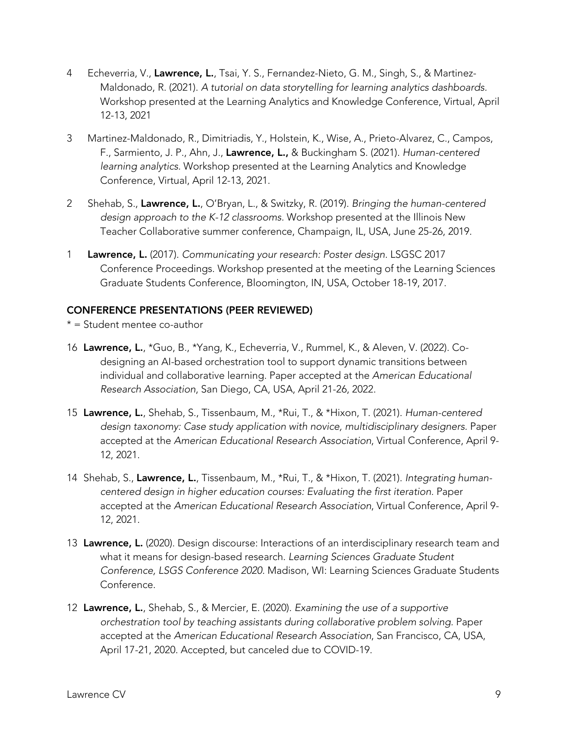4 Echeverria, V., **Lawrence, L.**, Tsai, Y. S., Fernandez-Nieto, G. M., Singh, S., & Martinez-Maldonado, R. (2021). *A tutorial on data storytelling for learning analytics dashboards*. Workshop presented at the Learning Analytics and Knowledge Conference, Virtual, April 12-13, 2021

3 Martinez-Maldonado, R., Dimitriadis, Y., Holstein, K., Wise, A., Prieto-Alvarez, C., Campos, F., Sarmiento, J. P., Ahn, J., **Lawrence, L.,** & Buckingham S. (2021). *Human-centered learning analytics.* Workshop presented at the Learning Analytics and Knowledge Conference, Virtual, April 12-13, 2021.

2 Shehab, S., **Lawrence, L.**, O'Bryan, L., & Switzky, R. (2019). *Bringing the human-centered design approach to the K-12 classrooms.* Workshop presented at the Illinois New Teacher Collaborative summer conference, Champaign, IL, USA, June 25-26, 2019.

1 **Lawrence, L.** (2017). *Communicating your research: Poster design.* LSGSC 2017 Conference Proceedings. Workshop presented at the meeting of the Learning Sciences Graduate Students Conference, Bloomington, IN, USA, October 18-19, 2017.

## CONFERENCE PRESENTATIONS (PEER REVIEWED)

* = Student mentee co-author

16 **Lawrence, L.**, *Guo, B., *Yang, K., Echeverria, V., Rummel, K., & Aleven, V. (2022). Co-designing an AI-based orchestration tool to support dynamic transitions between individual and collaborative learning. Paper accepted at the *American Educational Research Association*, San Diego, CA, USA, April 21-26, 2022.

15 **Lawrence, L.**, Shehab, S., Tissenbaum, M., *Rui, T., & *Hixon, T. (2021). *Human-centered design taxonomy: Case study application with novice, multidisciplinary designers.* Paper accepted at the *American Educational Research Association*, Virtual Conference, April 9-12, 2021.

14 Shehab, S., **Lawrence, L.**, Tissenbaum, M., *Rui, T., & *Hixon, T. (2021). *Integrating human-centered design in higher education courses: Evaluating the first iteration.* Paper accepted at the *American Educational Research Association*, Virtual Conference, April 9-12, 2021.

13 **Lawrence, L.** (2020). Design discourse: Interactions of an interdisciplinary research team and what it means for design-based research. *Learning Sciences Graduate Student Conference, LSGS Conference 2020*. Madison, WI: Learning Sciences Graduate Students Conference.

12 **Lawrence, L.**, Shehab, S., & Mercier, E. (2020). *Examining the use of a supportive orchestration tool by teaching assistants during collaborative problem solving.* Paper accepted at the *American Educational Research Association*, San Francisco, CA, USA, April 17-21, 2020. Accepted, but canceled due to COVID-19.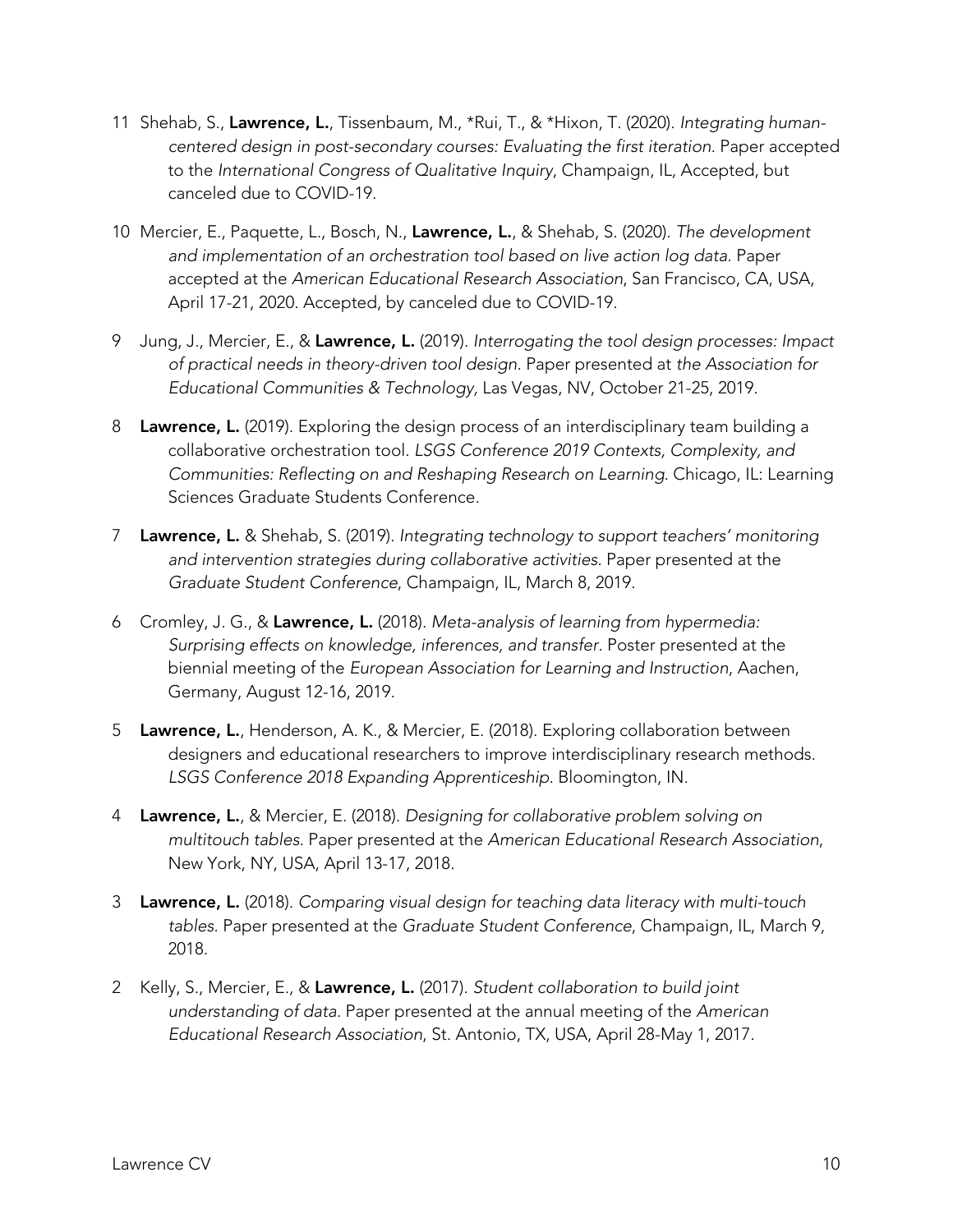11 Shehab, S., **Lawrence, L.**, Tissenbaum, M., *Rui, T., & *Hixon, T. (2020). *Integrating human-centered design in post-secondary courses: Evaluating the first iteration.* Paper accepted to the *International Congress of Qualitative Inquiry*, Champaign, IL, Accepted, but canceled due to COVID-19.

10 Mercier, E., Paquette, L., Bosch, N., **Lawrence, L.**, & Shehab, S. (2020). *The development and implementation of an orchestration tool based on live action log data.* Paper accepted at the *American Educational Research Association*, San Francisco, CA, USA, April 17-21, 2020. Accepted, by canceled due to COVID-19.

9 Jung, J., Mercier, E., & **Lawrence, L.** (2019). *Interrogating the tool design processes: Impact of practical needs in theory-driven tool design.* Paper presented at *the Association for Educational Communities & Technology,* Las Vegas, NV, October 21-25, 2019.

8 **Lawrence, L.** (2019). Exploring the design process of an interdisciplinary team building a collaborative orchestration tool. *LSGS Conference 2019 Contexts, Complexity, and Communities: Reflecting on and Reshaping Research on Learning.* Chicago, IL: Learning Sciences Graduate Students Conference.

7 **Lawrence, L.** & Shehab, S. (2019). *Integrating technology to support teachers' monitoring and intervention strategies during collaborative activities.* Paper presented at the *Graduate Student Conference*, Champaign, IL, March 8, 2019.

6 Cromley, J. G., & **Lawrence, L.** (2018). *Meta-analysis of learning from hypermedia: Surprising effects on knowledge, inferences, and transfer.* Poster presented at the biennial meeting of the *European Association for Learning and Instruction*, Aachen, Germany, August 12-16, 2019.

5 **Lawrence, L.**, Henderson, A. K., & Mercier, E. (2018). Exploring collaboration between designers and educational researchers to improve interdisciplinary research methods. *LSGS Conference 2018 Expanding Apprenticeship.* Bloomington, IN.

4 **Lawrence, L.**, & Mercier, E. (2018). *Designing for collaborative problem solving on multitouch tables.* Paper presented at the *American Educational Research Association*, New York, NY, USA, April 13-17, 2018.

3 **Lawrence, L.** (2018). *Comparing visual design for teaching data literacy with multi-touch tables.* Paper presented at the *Graduate Student Conference*, Champaign, IL, March 9, 2018.

2 Kelly, S., Mercier, E., & **Lawrence, L.** (2017). *Student collaboration to build joint understanding of data.* Paper presented at the annual meeting of the *American Educational Research Association*, St. Antonio, TX, USA, April 28-May 1, 2017.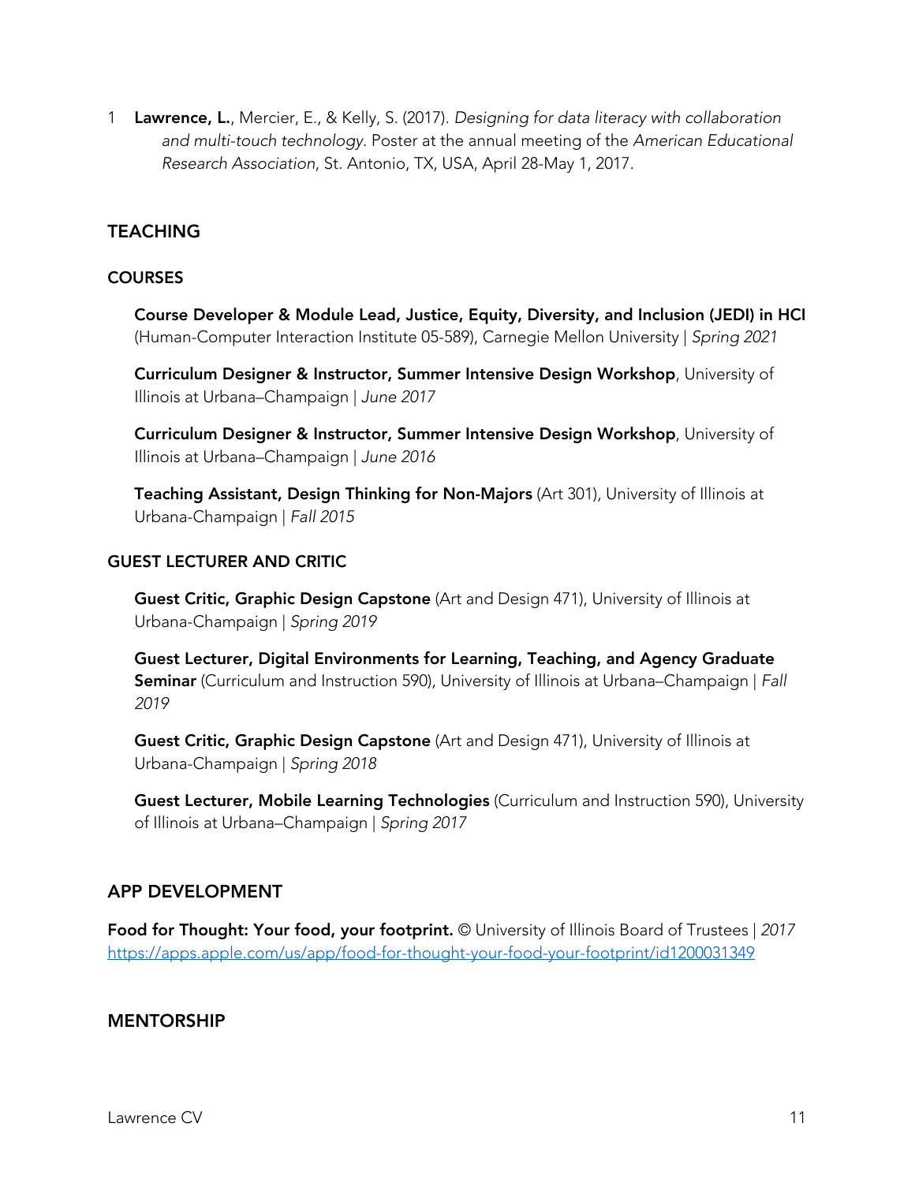1 **Lawrence, L.**, Mercier, E., & Kelly, S. (2017). *Designing for data literacy with collaboration and multi-touch technology.* Poster at the annual meeting of the *American Educational Research Association*, St. Antonio, TX, USA, April 28-May 1, 2017.

## TEACHING

### COURSES

**Course Developer & Module Lead, Justice, Equity, Diversity, and Inclusion (JEDI) in HCI** (Human-Computer Interaction Institute 05-589), Carnegie Mellon University | *Spring 2021*

**Curriculum Designer & Instructor, Summer Intensive Design Workshop**, University of Illinois at Urbana–Champaign | *June 2017*

**Curriculum Designer & Instructor, Summer Intensive Design Workshop**, University of Illinois at Urbana–Champaign | *June 2016*

**Teaching Assistant, Design Thinking for Non-Majors** (Art 301), University of Illinois at Urbana-Champaign | *Fall 2015*

### GUEST LECTURER AND CRITIC

**Guest Critic, Graphic Design Capstone** (Art and Design 471), University of Illinois at Urbana-Champaign | *Spring 2019*

**Guest Lecturer, Digital Environments for Learning, Teaching, and Agency Graduate Seminar** (Curriculum and Instruction 590), University of Illinois at Urbana–Champaign | *Fall 2019*

**Guest Critic, Graphic Design Capstone** (Art and Design 471), University of Illinois at Urbana-Champaign | *Spring 2018*

**Guest Lecturer, Mobile Learning Technologies** (Curriculum and Instruction 590), University of Illinois at Urbana–Champaign | *Spring 2017*

## APP DEVELOPMENT

**Food for Thought: Your food, your footprint.** © University of Illinois Board of Trustees | *2017*
https://apps.apple.com/us/app/food-for-thought-your-food-your-footprint/id1200031349

## MENTORSHIP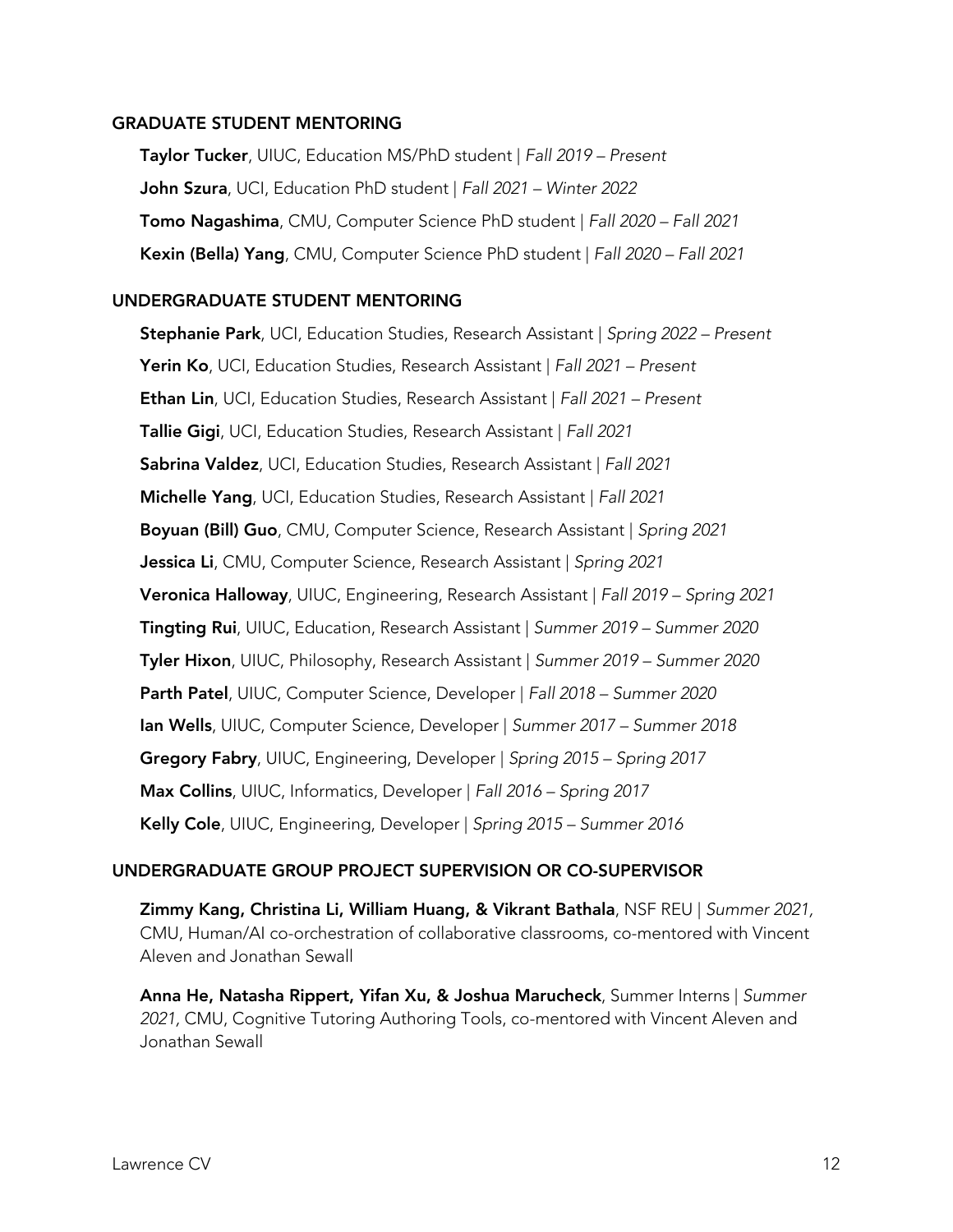## GRADUATE STUDENT MENTORING

**Taylor Tucker**, UIUC, Education MS/PhD student | *Fall 2019 – Present*

**John Szura**, UCI, Education PhD student | *Fall 2021 – Winter 2022*

**Tomo Nagashima**, CMU, Computer Science PhD student | *Fall 2020 – Fall 2021*

**Kexin (Bella) Yang**, CMU, Computer Science PhD student | *Fall 2020 – Fall 2021*

## UNDERGRADUATE STUDENT MENTORING

**Stephanie Park**, UCI, Education Studies, Research Assistant | *Spring 2022 – Present*

**Yerin Ko**, UCI, Education Studies, Research Assistant | *Fall 2021 – Present*

**Ethan Lin**, UCI, Education Studies, Research Assistant | *Fall 2021 – Present*

**Tallie Gigi**, UCI, Education Studies, Research Assistant | *Fall 2021*

**Sabrina Valdez**, UCI, Education Studies, Research Assistant | *Fall 2021*

**Michelle Yang**, UCI, Education Studies, Research Assistant | *Fall 2021*

**Boyuan (Bill) Guo**, CMU, Computer Science, Research Assistant | *Spring 2021*

**Jessica Li**, CMU, Computer Science, Research Assistant | *Spring 2021*

**Veronica Halloway**, UIUC, Engineering, Research Assistant | *Fall 2019 – Spring 2021*

**Tingting Rui**, UIUC, Education, Research Assistant | *Summer 2019 – Summer 2020*

**Tyler Hixon**, UIUC, Philosophy, Research Assistant | *Summer 2019 – Summer 2020*

**Parth Patel**, UIUC, Computer Science, Developer | *Fall 2018 – Summer 2020*

**Ian Wells**, UIUC, Computer Science, Developer | *Summer 2017 – Summer 2018*

**Gregory Fabry**, UIUC, Engineering, Developer | *Spring 2015 – Spring 2017*

**Max Collins**, UIUC, Informatics, Developer | *Fall 2016 – Spring 2017*

**Kelly Cole**, UIUC, Engineering, Developer | *Spring 2015 – Summer 2016*

## UNDERGRADUATE GROUP PROJECT SUPERVISION OR CO-SUPERVISOR

**Zimmy Kang, Christina Li, William Huang, & Vikrant Bathala**, NSF REU | *Summer 2021*, CMU, Human/AI co-orchestration of collaborative classrooms, co-mentored with Vincent Aleven and Jonathan Sewall

**Anna He, Natasha Rippert, Yifan Xu, & Joshua Marucheck**, Summer Interns | *Summer 2021*, CMU, Cognitive Tutoring Authoring Tools, co-mentored with Vincent Aleven and Jonathan Sewall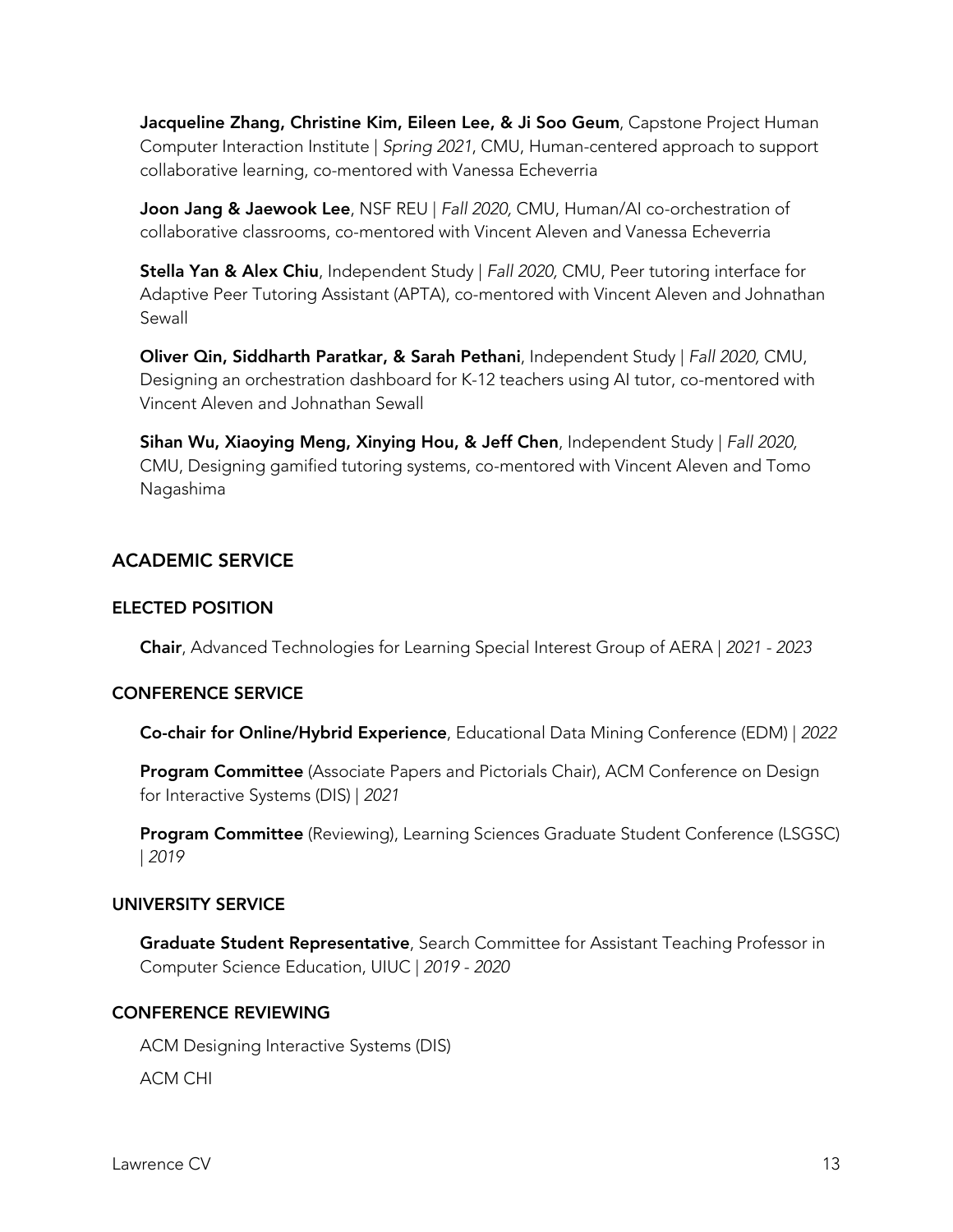**Jacqueline Zhang, Christine Kim, Eileen Lee, & Ji Soo Geum**, Capstone Project Human Computer Interaction Institute | *Spring 2021*, CMU, Human-centered approach to support collaborative learning, co-mentored with Vanessa Echeverria

**Joon Jang & Jaewook Lee**, NSF REU | *Fall 2020,* CMU, Human/AI co-orchestration of collaborative classrooms, co-mentored with Vincent Aleven and Vanessa Echeverria

**Stella Yan & Alex Chiu**, Independent Study | *Fall 2020,* CMU, Peer tutoring interface for Adaptive Peer Tutoring Assistant (APTA), co-mentored with Vincent Aleven and Johnathan Sewall

**Oliver Qin, Siddharth Paratkar, & Sarah Pethani**, Independent Study | *Fall 2020,* CMU, Designing an orchestration dashboard for K-12 teachers using AI tutor, co-mentored with Vincent Aleven and Johnathan Sewall

**Sihan Wu, Xiaoying Meng, Xinying Hou, & Jeff Chen**, Independent Study | *Fall 2020,* CMU, Designing gamified tutoring systems, co-mentored with Vincent Aleven and Tomo Nagashima

## ACADEMIC SERVICE

### ELECTED POSITION

**Chair**, Advanced Technologies for Learning Special Interest Group of AERA | *2021 - 2023*

### CONFERENCE SERVICE

**Co-chair for Online/Hybrid Experience**, Educational Data Mining Conference (EDM) | *2022*

**Program Committee** (Associate Papers and Pictorials Chair), ACM Conference on Design for Interactive Systems (DIS) | *2021*

**Program Committee** (Reviewing), Learning Sciences Graduate Student Conference (LSGSC) | *2019*

### UNIVERSITY SERVICE

**Graduate Student Representative**, Search Committee for Assistant Teaching Professor in Computer Science Education, UIUC | *2019 - 2020*

### CONFERENCE REVIEWING

ACM Designing Interactive Systems (DIS)

ACM CHI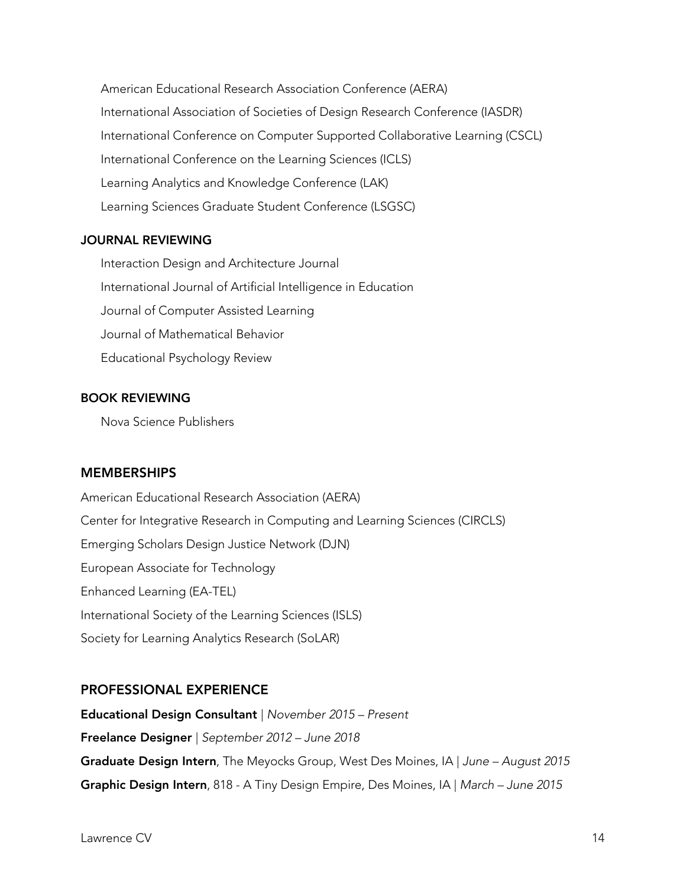American Educational Research Association Conference (AERA)

International Association of Societies of Design Research Conference (IASDR)

International Conference on Computer Supported Collaborative Learning (CSCL)

International Conference on the Learning Sciences (ICLS)

Learning Analytics and Knowledge Conference (LAK)

Learning Sciences Graduate Student Conference (LSGSC)

### JOURNAL REVIEWING

Interaction Design and Architecture Journal

International Journal of Artificial Intelligence in Education

Journal of Computer Assisted Learning

Journal of Mathematical Behavior

Educational Psychology Review

### BOOK REVIEWING

Nova Science Publishers

## MEMBERSHIPS

American Educational Research Association (AERA)

Center for Integrative Research in Computing and Learning Sciences (CIRCLS)

Emerging Scholars Design Justice Network (DJN)

European Associate for Technology

Enhanced Learning (EA-TEL)

International Society of the Learning Sciences (ISLS)

Society for Learning Analytics Research (SoLAR)

## PROFESSIONAL EXPERIENCE

**Educational Design Consultant** | *November 2015 – Present*

**Freelance Designer** | *September 2012 – June 2018*

**Graduate Design Intern**, The Meyocks Group, West Des Moines, IA | *June – August 2015*

**Graphic Design Intern**, 818 - A Tiny Design Empire, Des Moines, IA | *March – June 2015*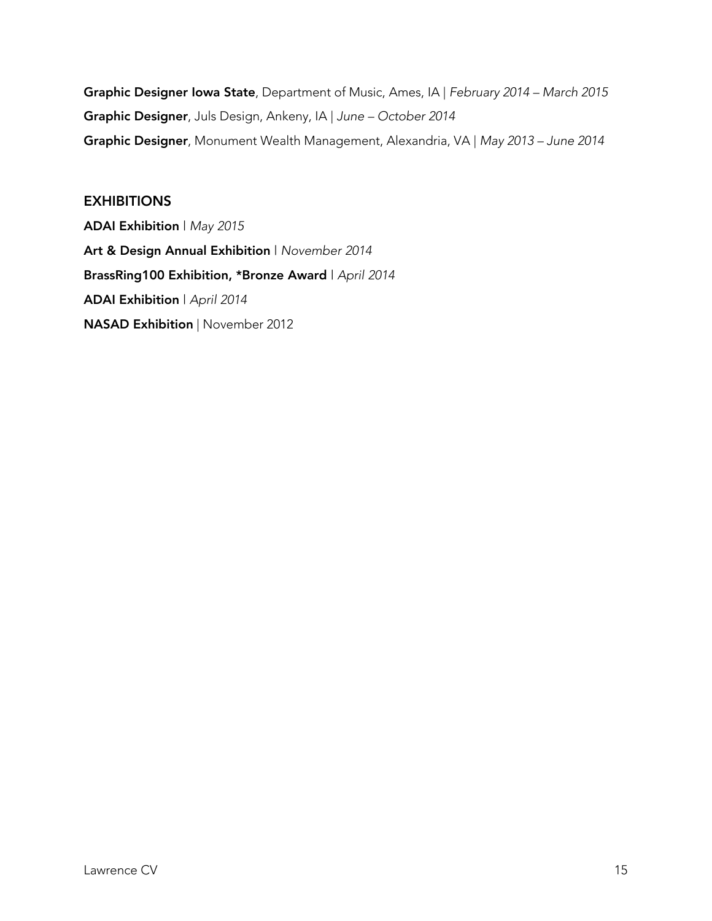**Graphic Designer Iowa State**, Department of Music, Ames, IA | *February 2014 – March 2015*
**Graphic Designer**, Juls Design, Ankeny, IA | *June – October 2014*
**Graphic Designer**, Monument Wealth Management, Alexandria, VA | *May 2013 – June 2014*

## EXHIBITIONS

**ADAI Exhibition** | *May 2015*
**Art & Design Annual Exhibition** | *November 2014*
**BrassRing100 Exhibition, *Bronze Award** | *April 2014*
**ADAI Exhibition** | *April 2014*
**NASAD Exhibition** | November 2012